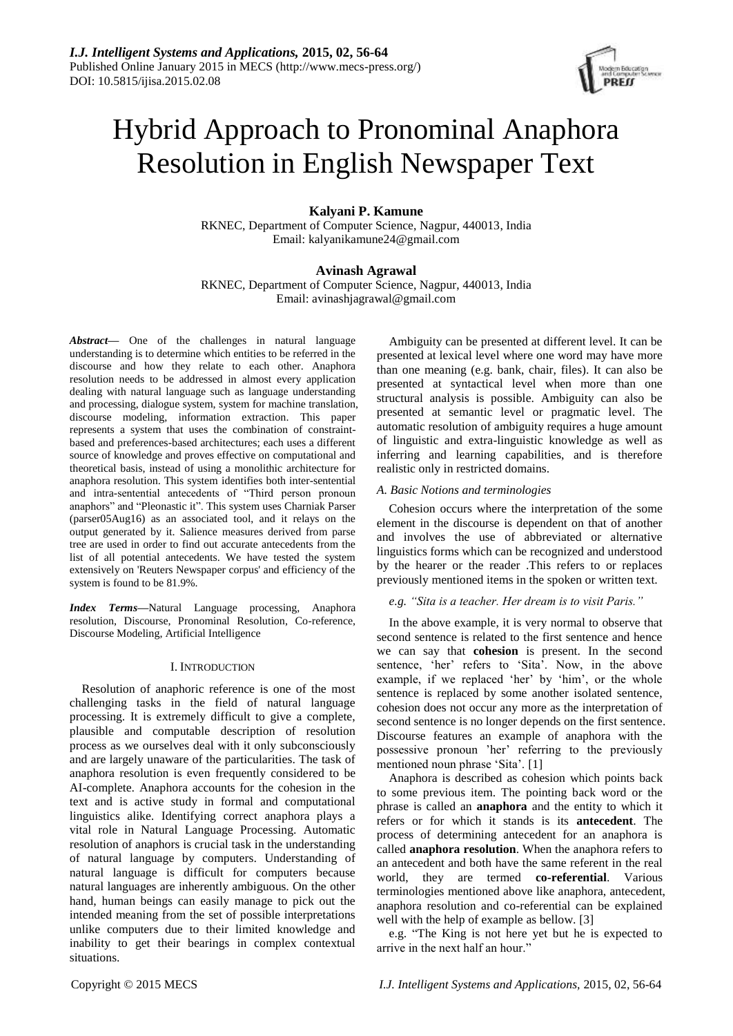# Hybrid Approach to Pronominal Anaphora Resolution in English Newspaper Text

**Kalyani P. Kamune**
RKNEC, Department of Computer Science, Nagpur, 440013, India
Email: kalyanikamune24@gmail.com

**Avinash Agrawal**
RKNEC, Department of Computer Science, Nagpur, 440013, India
Email: avinashjagrawal@gmail.com

***Abstract*****—** One of the challenges in natural language understanding is to determine which entities to be referred in the discourse and how they relate to each other. Anaphora resolution needs to be addressed in almost every application dealing with natural language such as language understanding and processing, dialogue system, system for machine translation, discourse modeling, information extraction. This paper represents a system that uses the combination of constraint-based and preferences-based architectures; each uses a different source of knowledge and proves effective on computational and theoretical basis, instead of using a monolithic architecture for anaphora resolution. This system identifies both inter-sentential and intra-sentential antecedents of "Third person pronoun anaphors" and "Pleonastic it". This system uses Charniak Parser (parser05Aug16) as an associated tool, and it relays on the output generated by it. Salience measures derived from parse tree are used in order to find out accurate antecedents from the list of all potential antecedents. We have tested the system extensively on 'Reuters Newspaper corpus' and efficiency of the system is found to be 81.9%.

***Index Terms*****—**Natural Language processing, Anaphora resolution, Discourse, Pronominal Resolution, Co-reference, Discourse Modeling, Artificial Intelligence

## I. Introduction

Resolution of anaphoric reference is one of the most challenging tasks in the field of natural language processing. It is extremely difficult to give a complete, plausible and computable description of resolution process as we ourselves deal with it only subconsciously and are largely unaware of the particularities. The task of anaphora resolution is even frequently considered to be AI-complete. Anaphora accounts for the cohesion in the text and is active study in formal and computational linguistics alike. Identifying correct anaphora plays a vital role in Natural Language Processing. Automatic resolution of anaphors is crucial task in the understanding of natural language by computers. Understanding of natural language is difficult for computers because natural languages are inherently ambiguous. On the other hand, human beings can easily manage to pick out the intended meaning from the set of possible interpretations unlike computers due to their limited knowledge and inability to get their bearings in complex contextual situations.

Ambiguity can be presented at different level. It can be presented at lexical level where one word may have more than one meaning (e.g. bank, chair, files). It can also be presented at syntactical level when more than one structural analysis is possible. Ambiguity can also be presented at semantic level or pragmatic level. The automatic resolution of ambiguity requires a huge amount of linguistic and extra-linguistic knowledge as well as inferring and learning capabilities, and is therefore realistic only in restricted domains.

### *A. Basic Notions and terminologies*

Cohesion occurs where the interpretation of the some element in the discourse is dependent on that of another and involves the use of abbreviated or alternative linguistics forms which can be recognized and understood by the hearer or the reader .This refers to or replaces previously mentioned items in the spoken or written text.

*e.g. "Sita is a teacher. Her dream is to visit Paris."*

In the above example, it is very normal to observe that second sentence is related to the first sentence and hence we can say that **cohesion** is present. In the second sentence, 'her' refers to 'Sita'. Now, in the above example, if we replaced 'her' by 'him', or the whole sentence is replaced by some another isolated sentence, cohesion does not occur any more as the interpretation of second sentence is no longer depends on the first sentence. Discourse features an example of anaphora with the possessive pronoun 'her' referring to the previously mentioned noun phrase 'Sita'. [1]

Anaphora is described as cohesion which points back to some previous item. The pointing back word or the phrase is called an **anaphora** and the entity to which it refers or for which it stands is its **antecedent**. The process of determining antecedent for an anaphora is called **anaphora resolution**. When the anaphora refers to an antecedent and both have the same referent in the real world, they are termed **co-referential**. Various terminologies mentioned above like anaphora, antecedent, anaphora resolution and co-referential can be explained well with the help of example as bellow. [3]

e.g. "The King is not here yet but he is expected to arrive in the next half an hour."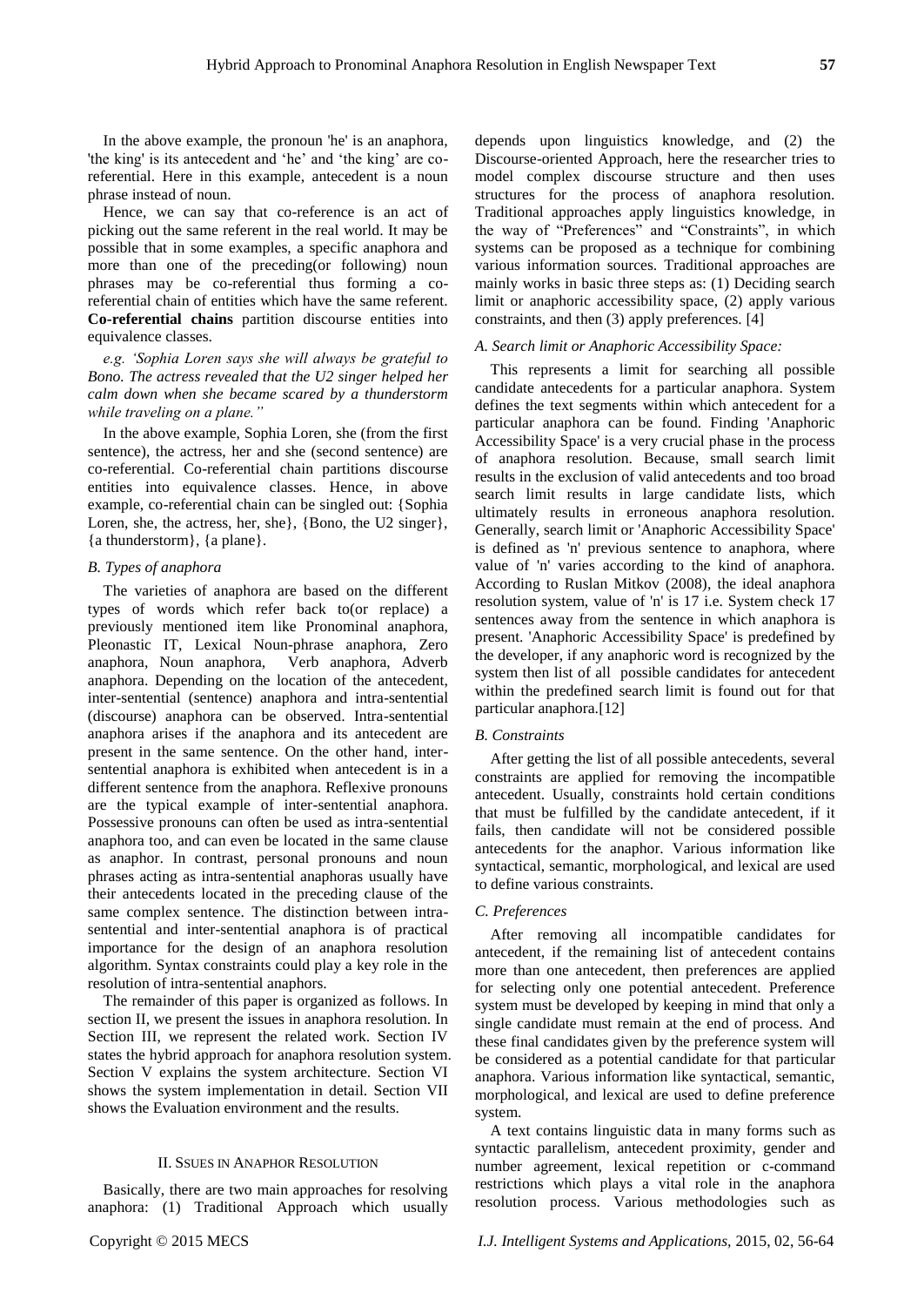In the above example, the pronoun 'he' is an anaphora, 'the king' is its antecedent and 'he' and 'the king' are co-referential. Here in this example, antecedent is a noun phrase instead of noun.

Hence, we can say that co-reference is an act of picking out the same referent in the real world. It may be possible that in some examples, a specific anaphora and more than one of the preceding(or following) noun phrases may be co-referential thus forming a co-referential chain of entities which have the same referent. **Co-referential chains** partition discourse entities into equivalence classes.

*e.g. 'Sophia Loren says she will always be grateful to Bono. The actress revealed that the U2 singer helped her calm down when she became scared by a thunderstorm while traveling on a plane."*

In the above example, Sophia Loren, she (from the first sentence), the actress, her and she (second sentence) are co-referential. Co-referential chain partitions discourse entities into equivalence classes. Hence, in above example, co-referential chain can be singled out: {Sophia Loren, she, the actress, her, she}, {Bono, the U2 singer}, {a thunderstorm}, {a plane}.

### *B. Types of anaphora*

The varieties of anaphora are based on the different types of words which refer back to(or replace) a previously mentioned item like Pronominal anaphora, Pleonastic IT, Lexical Noun-phrase anaphora, Zero anaphora, Noun anaphora, Verb anaphora, Adverb anaphora. Depending on the location of the antecedent, inter-sentential (sentence) anaphora and intra-sentential (discourse) anaphora can be observed. Intra-sentential anaphora arises if the anaphora and its antecedent are present in the same sentence. On the other hand, inter-sentential anaphora is exhibited when antecedent is in a different sentence from the anaphora. Reflexive pronouns are the typical example of inter-sentential anaphora. Possessive pronouns can often be used as intra-sentential anaphora too, and can even be located in the same clause as anaphor. In contrast, personal pronouns and noun phrases acting as intra-sentential anaphoras usually have their antecedents located in the preceding clause of the same complex sentence. The distinction between intra-sentential and inter-sentential anaphora is of practical importance for the design of an anaphora resolution algorithm. Syntax constraints could play a key role in the resolution of intra-sentential anaphors.

The remainder of this paper is organized as follows. In section II, we present the issues in anaphora resolution. In Section III, we represent the related work. Section IV states the hybrid approach for anaphora resolution system. Section V explains the system architecture. Section VI shows the system implementation in detail. Section VII shows the Evaluation environment and the results.

## II. SSUES IN ANAPHOR RESOLUTION

Basically, there are two main approaches for resolving anaphora: (1) Traditional Approach which usually depends upon linguistics knowledge, and (2) the Discourse-oriented Approach, here the researcher tries to model complex discourse structure and then uses structures for the process of anaphora resolution. Traditional approaches apply linguistics knowledge, in the way of "Preferences" and "Constraints", in which systems can be proposed as a technique for combining various information sources. Traditional approaches are mainly works in basic three steps as: (1) Deciding search limit or anaphoric accessibility space, (2) apply various constraints, and then (3) apply preferences. [4]

### *A. Search limit or Anaphoric Accessibility Space:*

This represents a limit for searching all possible candidate antecedents for a particular anaphora. System defines the text segments within which antecedent for a particular anaphora can be found. Finding 'Anaphoric Accessibility Space' is a very crucial phase in the process of anaphora resolution. Because, small search limit results in the exclusion of valid antecedents and too broad search limit results in large candidate lists, which ultimately results in erroneous anaphora resolution. Generally, search limit or 'Anaphoric Accessibility Space' is defined as 'n' previous sentence to anaphora, where value of 'n' varies according to the kind of anaphora. According to Ruslan Mitkov (2008), the ideal anaphora resolution system, value of 'n' is 17 i.e. System check 17 sentences away from the sentence in which anaphora is present. 'Anaphoric Accessibility Space' is predefined by the developer, if any anaphoric word is recognized by the system then list of all possible candidates for antecedent within the predefined search limit is found out for that particular anaphora.[12]

### *B. Constraints*

After getting the list of all possible antecedents, several constraints are applied for removing the incompatible antecedent. Usually, constraints hold certain conditions that must be fulfilled by the candidate antecedent, if it fails, then candidate will not be considered possible antecedents for the anaphor. Various information like syntactical, semantic, morphological, and lexical are used to define various constraints.

### *C. Preferences*

After removing all incompatible candidates for antecedent, if the remaining list of antecedent contains more than one antecedent, then preferences are applied for selecting only one potential antecedent. Preference system must be developed by keeping in mind that only a single candidate must remain at the end of process. And these final candidates given by the preference system will be considered as a potential candidate for that particular anaphora. Various information like syntactical, semantic, morphological, and lexical are used to define preference system.

A text contains linguistic data in many forms such as syntactic parallelism, antecedent proximity, gender and number agreement, lexical repetition or c-command restrictions which plays a vital role in the anaphora resolution process. Various methodologies such as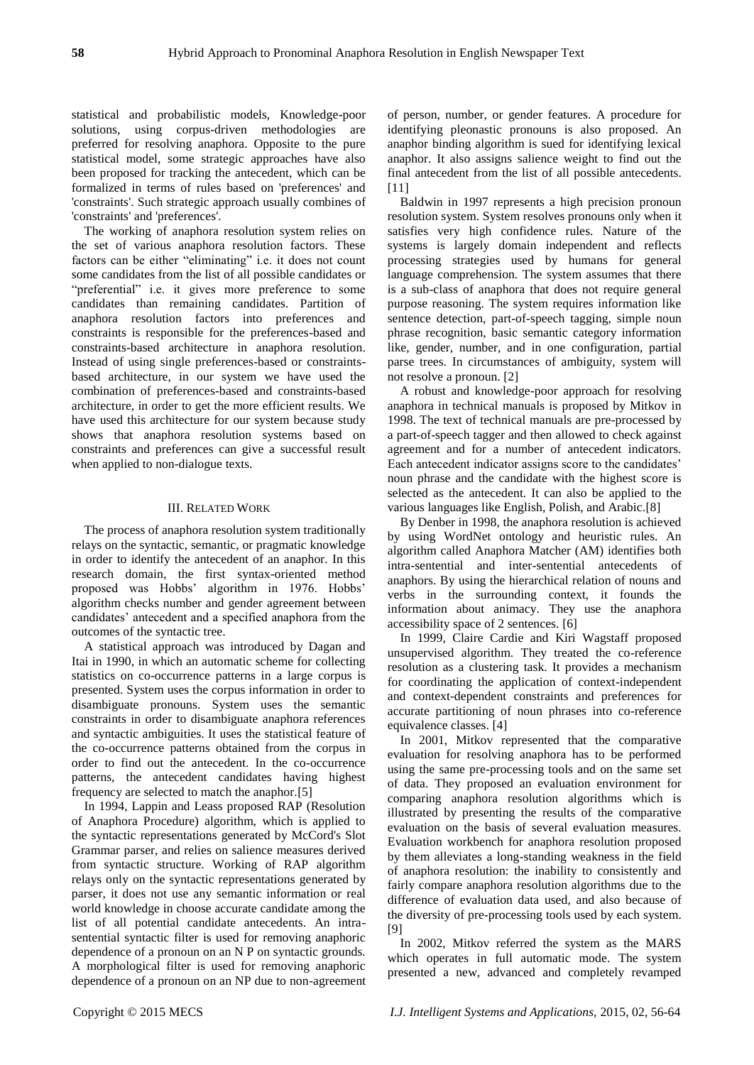statistical and probabilistic models, Knowledge-poor solutions, using corpus-driven methodologies are preferred for resolving anaphora. Opposite to the pure statistical model, some strategic approaches have also been proposed for tracking the antecedent, which can be formalized in terms of rules based on 'preferences' and 'constraints'. Such strategic approach usually combines of 'constraints' and 'preferences'.

The working of anaphora resolution system relies on the set of various anaphora resolution factors. These factors can be either "eliminating" i.e. it does not count some candidates from the list of all possible candidates or "preferential" i.e. it gives more preference to some candidates than remaining candidates. Partition of anaphora resolution factors into preferences and constraints is responsible for the preferences-based and constraints-based architecture in anaphora resolution. Instead of using single preferences-based or constraints-based architecture, in our system we have used the combination of preferences-based and constraints-based architecture, in order to get the more efficient results. We have used this architecture for our system because study shows that anaphora resolution systems based on constraints and preferences can give a successful result when applied to non-dialogue texts.

## III. Related Work

The process of anaphora resolution system traditionally relays on the syntactic, semantic, or pragmatic knowledge in order to identify the antecedent of an anaphor. In this research domain, the first syntax-oriented method proposed was Hobbs' algorithm in 1976. Hobbs' algorithm checks number and gender agreement between candidates' antecedent and a specified anaphora from the outcomes of the syntactic tree.

A statistical approach was introduced by Dagan and Itai in 1990, in which an automatic scheme for collecting statistics on co-occurrence patterns in a large corpus is presented. System uses the corpus information in order to disambiguate pronouns. System uses the semantic constraints in order to disambiguate anaphora references and syntactic ambiguities. It uses the statistical feature of the co-occurrence patterns obtained from the corpus in order to find out the antecedent. In the co-occurrence patterns, the antecedent candidates having highest frequency are selected to match the anaphor.[5]

In 1994, Lappin and Leass proposed RAP (Resolution of Anaphora Procedure) algorithm, which is applied to the syntactic representations generated by McCord's Slot Grammar parser, and relies on salience measures derived from syntactic structure. Working of RAP algorithm relays only on the syntactic representations generated by parser, it does not use any semantic information or real world knowledge in choose accurate candidate among the list of all potential candidate antecedents. An intra-sentential syntactic filter is used for removing anaphoric dependence of a pronoun on an N P on syntactic grounds. A morphological filter is used for removing anaphoric dependence of a pronoun on an NP due to non-agreement of person, number, or gender features. A procedure for identifying pleonastic pronouns is also proposed. An anaphor binding algorithm is sued for identifying lexical anaphor. It also assigns salience weight to find out the final antecedent from the list of all possible antecedents. [11]

Baldwin in 1997 represents a high precision pronoun resolution system. System resolves pronouns only when it satisfies very high confidence rules. Nature of the systems is largely domain independent and reflects processing strategies used by humans for general language comprehension. The system assumes that there is a sub-class of anaphora that does not require general purpose reasoning. The system requires information like sentence detection, part-of-speech tagging, simple noun phrase recognition, basic semantic category information like, gender, number, and in one configuration, partial parse trees. In circumstances of ambiguity, system will not resolve a pronoun. [2]

A robust and knowledge-poor approach for resolving anaphora in technical manuals is proposed by Mitkov in 1998. The text of technical manuals are pre-processed by a part-of-speech tagger and then allowed to check against agreement and for a number of antecedent indicators. Each antecedent indicator assigns score to the candidates' noun phrase and the candidate with the highest score is selected as the antecedent. It can also be applied to the various languages like English, Polish, and Arabic.[8]

By Denber in 1998, the anaphora resolution is achieved by using WordNet ontology and heuristic rules. An algorithm called Anaphora Matcher (AM) identifies both intra-sentential and inter-sentential antecedents of anaphors. By using the hierarchical relation of nouns and verbs in the surrounding context, it founds the information about animacy. They use the anaphora accessibility space of 2 sentences. [6]

In 1999, Claire Cardie and Kiri Wagstaff proposed unsupervised algorithm. They treated the co-reference resolution as a clustering task. It provides a mechanism for coordinating the application of context-independent and context-dependent constraints and preferences for accurate partitioning of noun phrases into co-reference equivalence classes. [4]

In 2001, Mitkov represented that the comparative evaluation for resolving anaphora has to be performed using the same pre-processing tools and on the same set of data. They proposed an evaluation environment for comparing anaphora resolution algorithms which is illustrated by presenting the results of the comparative evaluation on the basis of several evaluation measures. Evaluation workbench for anaphora resolution proposed by them alleviates a long-standing weakness in the field of anaphora resolution: the inability to consistently and fairly compare anaphora resolution algorithms due to the difference of evaluation data used, and also because of the diversity of pre-processing tools used by each system. [9]

In 2002, Mitkov referred the system as the MARS which operates in full automatic mode. The system presented a new, advanced and completely revamped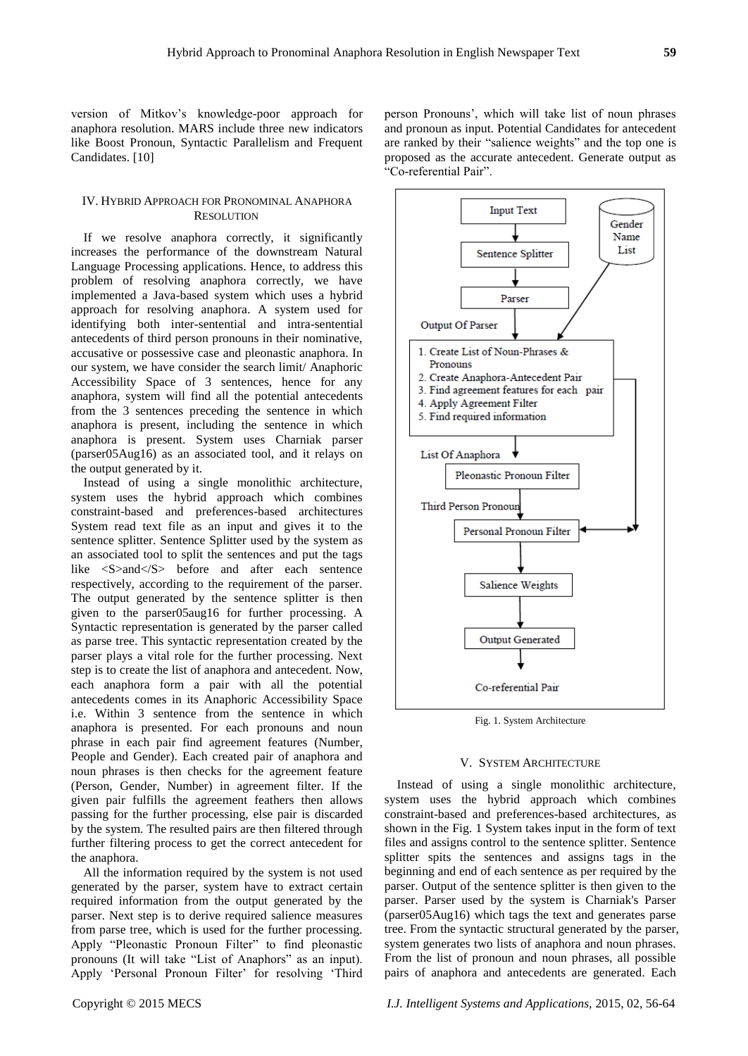version of Mitkov's knowledge-poor approach for anaphora resolution. MARS include three new indicators like Boost Pronoun, Syntactic Parallelism and Frequent Candidates. [10]

## IV. Hybrid Approach for Pronominal Anaphora Resolution

If we resolve anaphora correctly, it significantly increases the performance of the downstream Natural Language Processing applications. Hence, to address this problem of resolving anaphora correctly, we have implemented a Java-based system which uses a hybrid approach for resolving anaphora. A system used for identifying both inter-sentential and intra-sentential antecedents of third person pronouns in their nominative, accusative or possessive case and pleonastic anaphora. In our system, we have consider the search limit/ Anaphoric Accessibility Space of 3 sentences, hence for any anaphora, system will find all the potential antecedents from the 3 sentences preceding the sentence in which anaphora is present, including the sentence in which anaphora is present. System uses Charniak parser (parser05Aug16) as an associated tool, and it relays on the output generated by it.

Instead of using a single monolithic architecture, system uses the hybrid approach which combines constraint-based and preferences-based architectures System read text file as an input and gives it to the sentence splitter. Sentence Splitter used by the system as an associated tool to split the sentences and put the tags like <S>and</S> before and after each sentence respectively, according to the requirement of the parser. The output generated by the sentence splitter is then given to the parser05aug16 for further processing. A Syntactic representation is generated by the parser called as parse tree. This syntactic representation created by the parser plays a vital role for the further processing. Next step is to create the list of anaphora and antecedent. Now, each anaphora form a pair with all the potential antecedents comes in its Anaphoric Accessibility Space i.e. Within 3 sentence from the sentence in which anaphora is presented. For each pronouns and noun phrase in each pair find agreement features (Number, People and Gender). Each created pair of anaphora and noun phrases is then checks for the agreement feature (Person, Gender, Number) in agreement filter. If the given pair fulfills the agreement feathers then allows passing for the further processing, else pair is discarded by the system. The resulted pairs are then filtered through further filtering process to get the correct antecedent for the anaphora.

All the information required by the system is not used generated by the parser, system have to extract certain required information from the output generated by the parser. Next step is to derive required salience measures from parse tree, which is used for the further processing. Apply "Pleonastic Pronoun Filter" to find pleonastic pronouns (It will take "List of Anaphors" as an input). Apply 'Personal Pronoun Filter' for resolving 'Third person Pronouns', which will take list of noun phrases and pronoun as input. Potential Candidates for antecedent are ranked by their "salience weights" and the top one is proposed as the accurate antecedent. Generate output as "Co-referential Pair".

Input Text → Sentence Splitter → Parser → (Output Of Parser; Gender Name List) → 1. Create List of Noun-Phrases & Pronouns 2. Create Anaphora-Antecedent Pair 3. Find agreement features for each pair 4. Apply Agreement Filter 5. Find required information → (List Of Anaphora) → Pleonastic Pronoun Filter → (Third Person Pronoun) → Personal Pronoun Filter → Salience Weights → Output Generated → Co-referential Pair

Fig. 1. System Architecture

## V. System Architecture

Instead of using a single monolithic architecture, system uses the hybrid approach which combines constraint-based and preferences-based architectures, as shown in the Fig. 1 System takes input in the form of text files and assigns control to the sentence splitter. Sentence splitter spits the sentences and assigns tags in the beginning and end of each sentence as per required by the parser. Output of the sentence splitter is then given to the parser. Parser used by the system is Charniak's Parser (parser05Aug16) which tags the text and generates parse tree. From the syntactic structural generated by the parser, system generates two lists of anaphora and noun phrases. From the list of pronoun and noun phrases, all possible pairs of anaphora and antecedents are generated. Each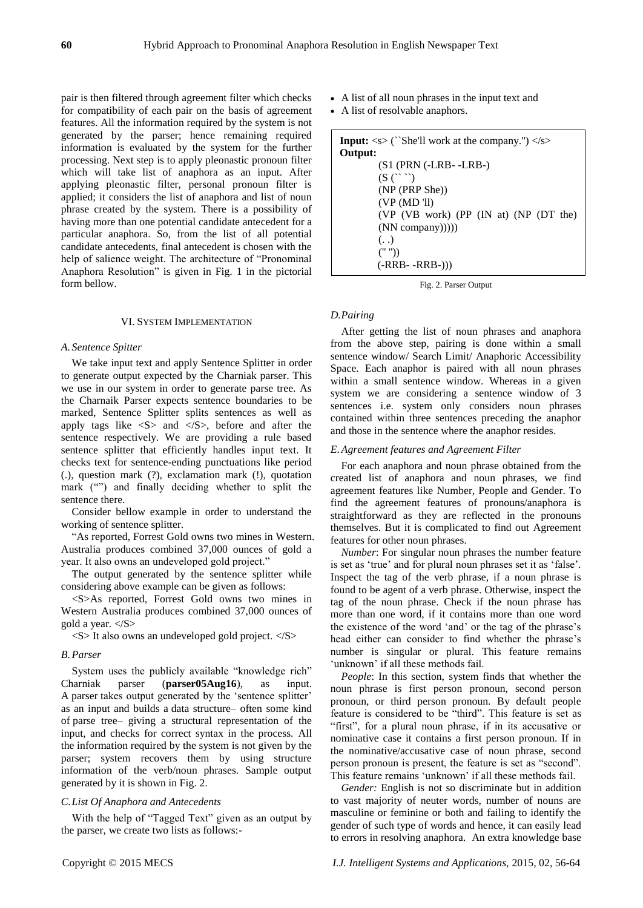pair is then filtered through agreement filter which checks for compatibility of each pair on the basis of agreement features. All the information required by the system is not generated by the parser; hence remaining required information is evaluated by the system for the further processing. Next step is to apply pleonastic pronoun filter which will take list of anaphora as an input. After applying pleonastic filter, personal pronoun filter is applied; it considers the list of anaphora and list of noun phrase created by the system. There is a possibility of having more than one potential candidate antecedent for a particular anaphora. So, from the list of all potential candidate antecedents, final antecedent is chosen with the help of salience weight. The architecture of "Pronominal Anaphora Resolution" is given in Fig. 1 in the pictorial form bellow.

## VI. System Implementation

### A. Sentence Spitter

We take input text and apply Sentence Splitter in order to generate output expected by the Charniak parser. This we use in our system in order to generate parse tree. As the Charnaik Parser expects sentence boundaries to be marked, Sentence Splitter splits sentences as well as apply tags like <S> and </S>, before and after the sentence respectively. We are providing a rule based sentence splitter that efficiently handles input text. It checks text for sentence-ending punctuations like period (.), question mark (?), exclamation mark (!), quotation mark ("") and finally deciding whether to split the sentence there.

Consider bellow example in order to understand the working of sentence splitter.

"As reported, Forrest Gold owns two mines in Western. Australia produces combined 37,000 ounces of gold a year. It also owns an undeveloped gold project."

The output generated by the sentence splitter while considering above example can be given as follows:

<S>As reported, Forrest Gold owns two mines in Western Australia produces combined 37,000 ounces of gold a year. </S>

<S> It also owns an undeveloped gold project. </S>

### B. Parser

System uses the publicly available "knowledge rich" Charniak parser (**parser05Aug16**), as input. A parser takes output generated by the 'sentence splitter' as an input and builds a data structure– often some kind of parse tree– giving a structural representation of the input, and checks for correct syntax in the process. All the information required by the system is not given by the parser; system recovers them by using structure information of the verb/noun phrases. Sample output generated by it is shown in Fig. 2.

### C. List Of Anaphora and Antecedents

With the help of "Tagged Text" given as an output by the parser, we create two lists as follows:-

- A list of all noun phrases in the input text and
- A list of resolvable anaphors.

```
Input: <s> (``She'll work at the company.'') </s>
Output:
    (S1 (PRN (-LRB- -LRB-)
    (S (`` ``)
    (NP (PRP She))
    (VP (MD 'll)
    (VP (VB work) (PP (IN at) (NP (DT the)
    (NN company)))))
    (. .)
    ('' ''))
    (-RRB- -RRB-)))
```

Fig. 2. Parser Output

### D. Pairing

After getting the list of noun phrases and anaphora from the above step, pairing is done within a small sentence window/ Search Limit/ Anaphoric Accessibility Space. Each anaphor is paired with all noun phrases within a small sentence window. Whereas in a given system we are considering a sentence window of 3 sentences i.e. system only considers noun phrases contained within three sentences preceding the anaphor and those in the sentence where the anaphor resides.

### E. Agreement features and Agreement Filter

For each anaphora and noun phrase obtained from the created list of anaphora and noun phrases, we find agreement features like Number, People and Gender. To find the agreement features of pronouns/anaphora is straightforward as they are reflected in the pronouns themselves. But it is complicated to find out Agreement features for other noun phrases.

*Number*: For singular noun phrases the number feature is set as 'true' and for plural noun phrases set it as 'false'. Inspect the tag of the verb phrase, if a noun phrase is found to be agent of a verb phrase. Otherwise, inspect the tag of the noun phrase. Check if the noun phrase has more than one word, if it contains more than one word the existence of the word 'and' or the tag of the phrase's head either can consider to find whether the phrase's number is singular or plural. This feature remains 'unknown' if all these methods fail.

*People*: In this section, system finds that whether the noun phrase is first person pronoun, second person pronoun, or third person pronoun. By default people feature is considered to be "third". This feature is set as "first", for a plural noun phrase, if in its accusative or nominative case it contains a first person pronoun. If in the nominative/accusative case of noun phrase, second person pronoun is present, the feature is set as "second". This feature remains 'unknown' if all these methods fail.

*Gender:* English is not so discriminate but in addition to vast majority of neuter words, number of nouns are masculine or feminine or both and failing to identify the gender of such type of words and hence, it can easily lead to errors in resolving anaphora. An extra knowledge base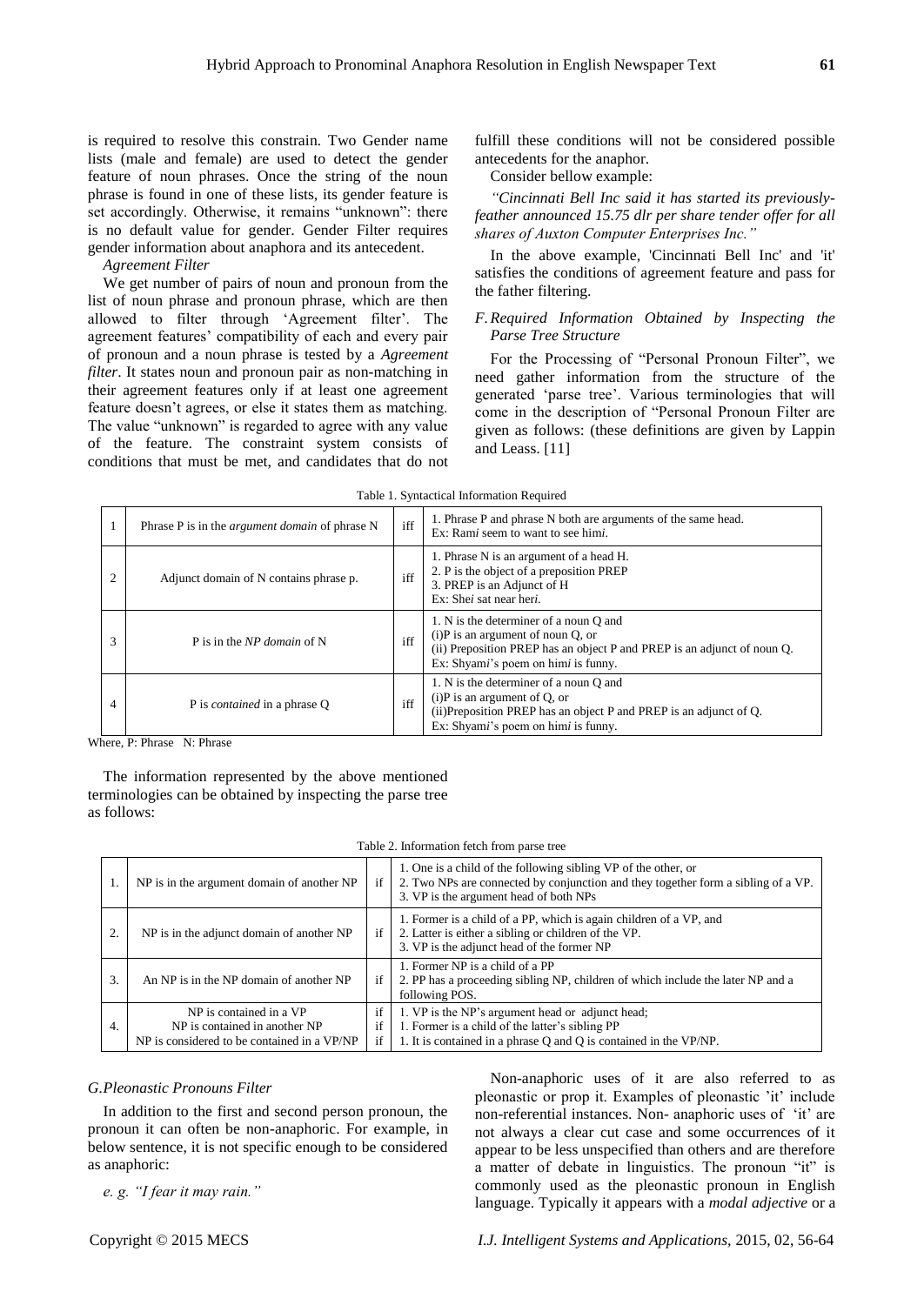is required to resolve this constrain. Two Gender name lists (male and female) are used to detect the gender feature of noun phrases. Once the string of the noun phrase is found in one of these lists, its gender feature is set accordingly. Otherwise, it remains "unknown": there is no default value for gender. Gender Filter requires gender information about anaphora and its antecedent.

*Agreement Filter*

We get number of pairs of noun and pronoun from the list of noun phrase and pronoun phrase, which are then allowed to filter through 'Agreement filter'. The agreement features' compatibility of each and every pair of pronoun and a noun phrase is tested by a *Agreement filter*. It states noun and pronoun pair as non-matching in their agreement features only if at least one agreement feature doesn't agrees, or else it states them as matching. The value "unknown" is regarded to agree with any value of the feature. The constraint system consists of conditions that must be met, and candidates that do not fulfill these conditions will not be considered possible antecedents for the anaphor.

Consider bellow example:

*"Cincinnati Bell Inc said it has started its previously-feather announced 15.75 dlr per share tender offer for all shares of Auxton Computer Enterprises Inc."*

In the above example, 'Cincinnati Bell Inc' and 'it' satisfies the conditions of agreement feature and pass for the father filtering.

### *F. Required Information Obtained by Inspecting the Parse Tree Structure*

For the Processing of "Personal Pronoun Filter", we need gather information from the structure of the generated 'parse tree'. Various terminologies that will come in the description of "Personal Pronoun Filter are given as follows: (these definitions are given by Lappin and Leass. [11]

Table 1. Syntactical Information Required

| | | | |
|---|---|---|---|
| 1 | Phrase P is in the *argument domain* of phrase N | iff | 1. Phrase P and phrase N both are arguments of the same head.<br>Ex: Ram*i* seem to want to see him*i*. |
| 2 | Adjunct domain of N contains phrase p. | iff | 1. Phrase N is an argument of a head H.<br>2. P is the object of a preposition PREP<br>3. PREP is an Adjunct of H<br>Ex: She*i* sat near her*i*. |
| 3 | P is in the *NP domain* of N | iff | 1. N is the determiner of a noun Q and<br>(i)P is an argument of noun Q, or<br>(ii) Preposition PREP has an object P and PREP is an adjunct of noun Q.<br>Ex: Shyam*i*'s poem on him*i* is funny. |
| 4 | P is *contained* in a phrase Q | iff | 1. N is the determiner of a noun Q and<br>(i)P is an argument of Q, or<br>(ii)Preposition PREP has an object P and PREP is an adjunct of Q.<br>Ex: Shyam*i*'s poem on him*i* is funny. |

Where, P: Phrase N: Phrase

The information represented by the above mentioned terminologies can be obtained by inspecting the parse tree as follows:

Table 2. Information fetch from parse tree

| | | | |
|---|---|---|---|
| 1. | NP is in the argument domain of another NP | if | 1. One is a child of the following sibling VP of the other, or<br>2. Two NPs are connected by conjunction and they together form a sibling of a VP.<br>3. VP is the argument head of both NPs |
| 2. | NP is in the adjunct domain of another NP | if | 1. Former is a child of a PP, which is again children of a VP, and<br>2. Latter is either a sibling or children of the VP.<br>3. VP is the adjunct head of the former NP |
| 3. | An NP is in the NP domain of another NP | if | 1. Former NP is a child of a PP<br>2. PP has a proceeding sibling NP, children of which include the later NP and a following POS. |
| 4. | NP is contained in a VP<br>NP is contained in another NP<br>NP is considered to be contained in a VP/NP | if<br>if<br>if | 1. VP is the NP's argument head or adjunct head;<br>1. Former is a child of the latter's sibling PP<br>1. It is contained in a phrase Q and Q is contained in the VP/NP. |

### *G. Pleonastic Pronouns Filter*

In addition to the first and second person pronoun, the pronoun it can often be non-anaphoric. For example, in below sentence, it is not specific enough to be considered as anaphoric:

*e. g. "I fear it may rain."*

Non-anaphoric uses of it are also referred to as pleonastic or prop it. Examples of pleonastic 'it' include non-referential instances. Non- anaphoric uses of 'it' are not always a clear cut case and some occurrences of it appear to be less unspecified than others and are therefore a matter of debate in linguistics. The pronoun "it" is commonly used as the pleonastic pronoun in English language. Typically it appears with a *modal adjective* or a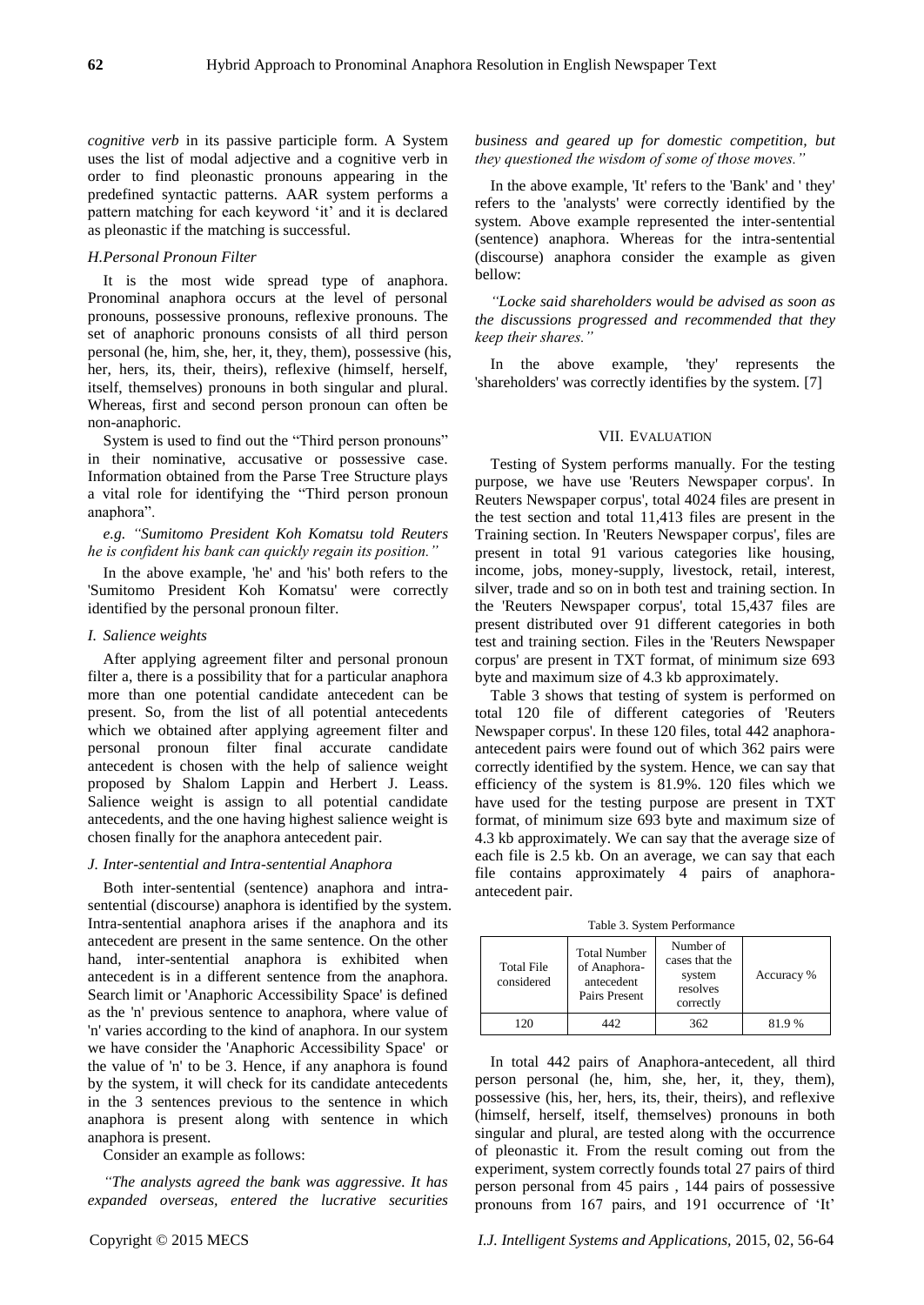*cognitive verb* in its passive participle form. A System uses the list of modal adjective and a cognitive verb in order to find pleonastic pronouns appearing in the predefined syntactic patterns. AAR system performs a pattern matching for each keyword 'it' and it is declared as pleonastic if the matching is successful.

### *H.Personal Pronoun Filter*

It is the most wide spread type of anaphora. Pronominal anaphora occurs at the level of personal pronouns, possessive pronouns, reflexive pronouns. The set of anaphoric pronouns consists of all third person personal (he, him, she, her, it, they, them), possessive (his, her, hers, its, their, theirs), reflexive (himself, herself, itself, themselves) pronouns in both singular and plural. Whereas, first and second person pronoun can often be non-anaphoric.

System is used to find out the "Third person pronouns" in their nominative, accusative or possessive case. Information obtained from the Parse Tree Structure plays a vital role for identifying the "Third person pronoun anaphora".

*e.g. "Sumitomo President Koh Komatsu told Reuters he is confident his bank can quickly regain its position."*

In the above example, 'he' and 'his' both refers to the 'Sumitomo President Koh Komatsu' were correctly identified by the personal pronoun filter.

### *I. Salience weights*

After applying agreement filter and personal pronoun filter a, there is a possibility that for a particular anaphora more than one potential candidate antecedent can be present. So, from the list of all potential antecedents which we obtained after applying agreement filter and personal pronoun filter final accurate candidate antecedent is chosen with the help of salience weight proposed by Shalom Lappin and Herbert J. Leass. Salience weight is assign to all potential candidate antecedents, and the one having highest salience weight is chosen finally for the anaphora antecedent pair.

### *J. Inter-sentential and Intra-sentential Anaphora*

Both inter-sentential (sentence) anaphora and intra-sentential (discourse) anaphora is identified by the system. Intra-sentential anaphora arises if the anaphora and its antecedent are present in the same sentence. On the other hand, inter-sentential anaphora is exhibited when antecedent is in a different sentence from the anaphora. Search limit or 'Anaphoric Accessibility Space' is defined as the 'n' previous sentence to anaphora, where value of 'n' varies according to the kind of anaphora. In our system we have consider the 'Anaphoric Accessibility Space' or the value of 'n' to be 3. Hence, if any anaphora is found by the system, it will check for its candidate antecedents in the 3 sentences previous to the sentence in which anaphora is present along with sentence in which anaphora is present.

Consider an example as follows:

*"The analysts agreed the bank was aggressive. It has expanded overseas, entered the lucrative securities business and geared up for domestic competition, but they questioned the wisdom of some of those moves."*

In the above example, 'It' refers to the 'Bank' and ' they' refers to the 'analysts' were correctly identified by the system. Above example represented the inter-sentential (sentence) anaphora. Whereas for the intra-sentential (discourse) anaphora consider the example as given bellow:

*"Locke said shareholders would be advised as soon as the discussions progressed and recommended that they keep their shares."*

In the above example, 'they' represents the 'shareholders' was correctly identifies by the system. [7]

## VII. Evaluation

Testing of System performs manually. For the testing purpose, we have use 'Reuters Newspaper corpus'. In Reuters Newspaper corpus', total 4024 files are present in the test section and total 11,413 files are present in the Training section. In 'Reuters Newspaper corpus', files are present in total 91 various categories like housing, income, jobs, money-supply, livestock, retail, interest, silver, trade and so on in both test and training section. In the 'Reuters Newspaper corpus', total 15,437 files are present distributed over 91 different categories in both test and training section. Files in the 'Reuters Newspaper corpus' are present in TXT format, of minimum size 693 byte and maximum size of 4.3 kb approximately.

Table 3 shows that testing of system is performed on total 120 file of different categories of 'Reuters Newspaper corpus'. In these 120 files, total 442 anaphora-antecedent pairs were found out of which 362 pairs were correctly identified by the system. Hence, we can say that efficiency of the system is 81.9%. 120 files which we have used for the testing purpose are present in TXT format, of minimum size 693 byte and maximum size of 4.3 kb approximately. We can say that the average size of each file is 2.5 kb. On an average, we can say that each file contains approximately 4 pairs of anaphora-antecedent pair.

Table 3. System Performance

| Total File considered | Total Number of Anaphora-antecedent Pairs Present | Number of cases that the system resolves correctly | Accuracy % |
|---|---|---|---|
| 120 | 442 | 362 | 81.9 % |

In total 442 pairs of Anaphora-antecedent, all third person personal (he, him, she, her, it, they, them), possessive (his, her, hers, its, their, theirs), and reflexive (himself, herself, itself, themselves) pronouns in both singular and plural, are tested along with the occurrence of pleonastic it. From the result coming out from the experiment, system correctly founds total 27 pairs of third person personal from 45 pairs , 144 pairs of possessive pronouns from 167 pairs, and 191 occurrence of 'It'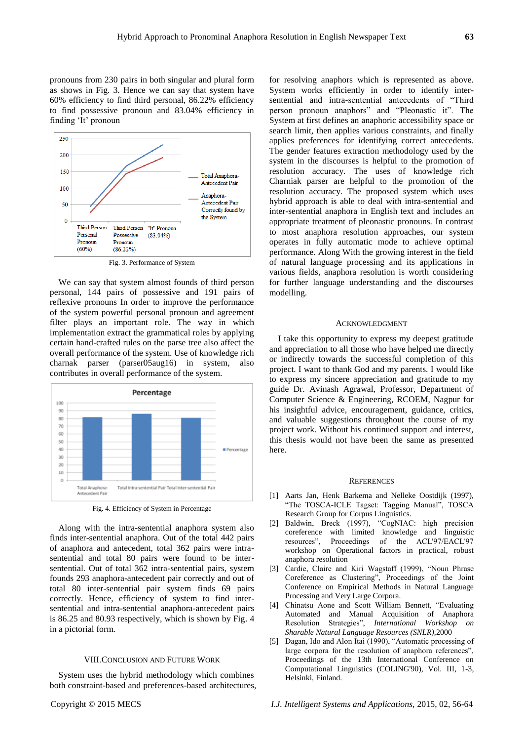pronouns from 230 pairs in both singular and plural form as shows in Fig. 3. Hence we can say that system have 60% efficiency to find third personal, 86.22% efficiency to find possessive pronoun and 83.04% efficiency in finding 'It' pronoun

Fig. 3. Performance of System

We can say that system almost founds of third person personal, 144 pairs of possessive and 191 pairs of reflexive pronouns In order to improve the performance of the system powerful personal pronoun and agreement filter plays an important role. The way in which implementation extract the grammatical roles by applying certain hand-crafted rules on the parse tree also affect the overall performance of the system. Use of knowledge rich charnak parser (parser05aug16) in system, also contributes in overall performance of the system.

Fig. 4. Efficiency of System in Percentage

Along with the intra-sentential anaphora system also finds inter-sentential anaphora. Out of the total 442 pairs of anaphora and antecedent, total 362 pairs were intra-sentential and total 80 pairs were found to be inter-sentential. Out of total 362 intra-sentential pairs, system founds 293 anaphora-antecedent pair correctly and out of total 80 inter-sentential pair system finds 69 pairs correctly. Hence, efficiency of system to find inter-sentential and intra-sentential anaphora-antecedent pairs is 86.25 and 80.93 respectively, which is shown by Fig. 4 in a pictorial form.

## VIII. Conclusion and Future Work

System uses the hybrid methodology which combines both constraint-based and preferences-based architectures, for resolving anaphors which is represented as above. System works efficiently in order to identify inter-sentential and intra-sentential antecedents of "Third person pronoun anaphors" and "Pleonastic it". The System at first defines an anaphoric accessibility space or search limit, then applies various constraints, and finally applies preferences for identifying correct antecedents. The gender features extraction methodology used by the system in the discourses is helpful to the promotion of resolution accuracy. The uses of knowledge rich Charniak parser are helpful to the promotion of the resolution accuracy. The proposed system which uses hybrid approach is able to deal with intra-sentential and inter-sentential anaphora in English text and includes an appropriate treatment of pleonastic pronouns. In contrast to most anaphora resolution approaches, our system operates in fully automatic mode to achieve optimal performance. Along With the growing interest in the field of natural language processing and its applications in various fields, anaphora resolution is worth considering for further language understanding and the discourses modelling.

## Acknowledgment

I take this opportunity to express my deepest gratitude and appreciation to all those who have helped me directly or indirectly towards the successful completion of this project. I want to thank God and my parents. I would like to express my sincere appreciation and gratitude to my guide Dr. Avinash Agrawal, Professor, Department of Computer Science & Engineering, RCOEM, Nagpur for his insightful advice, encouragement, guidance, critics, and valuable suggestions throughout the course of my project work. Without his continued support and interest, this thesis would not have been the same as presented here.

## References

[1] Aarts Jan, Henk Barkema and Nelleke Oostdijk (1997), "The TOSCA-ICLE Tagset: Tagging Manual", TOSCA Research Group for Corpus Linguistics.

[2] Baldwin, Breck (1997), "CogNIAC: high precision coreference with limited knowledge and linguistic resources", Proceedings of the ACL'97/EACL'97 workshop on Operational factors in practical, robust anaphora resolution

[3] Cardie, Claire and Kiri Wagstaff (1999), "Noun Phrase Coreference as Clustering", Proceedings of the Joint Conference on Empirical Methods in Natural Language Processing and Very Large Corpora.

[4] Chinatsu Aone and Scott William Bennett, "Evaluating Automated and Manual Acquisition of Anaphora Resolution Strategies", *International Workshop on Sharable Natural Language Resources (SNLR)*,2000

[5] Dagan, Ido and Alon Itai (1990), "Automatic processing of large corpora for the resolution of anaphora references", Proceedings of the 13th International Conference on Computational Linguistics (COLING'90), Vol. III, 1-3, Helsinki, Finland.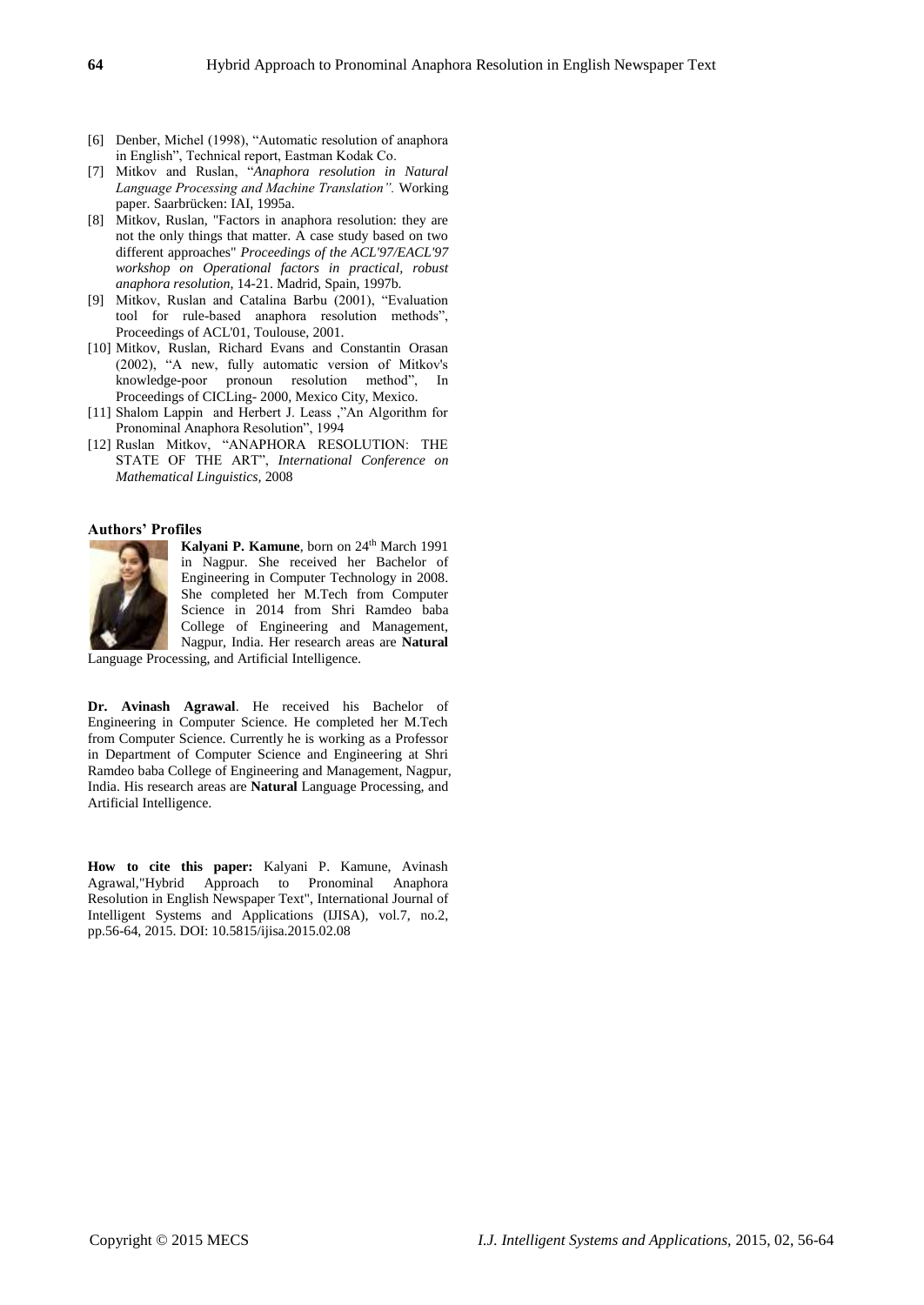[6] Denber, Michel (1998), "Automatic resolution of anaphora in English", Technical report, Eastman Kodak Co.

[7] Mitkov and Ruslan, "*Anaphora resolution in Natural Language Processing and Machine Translation".* Working paper. Saarbrücken: IAI, 1995a.

[8] Mitkov, Ruslan, "Factors in anaphora resolution: they are not the only things that matter. A case study based on two different approaches" *Proceedings of the ACL'97/EACL'97 workshop on Operational factors in practical, robust anaphora resolution*, 14-21. Madrid, Spain, 1997b.

[9] Mitkov, Ruslan and Catalina Barbu (2001), "Evaluation tool for rule-based anaphora resolution methods", Proceedings of ACL'01, Toulouse, 2001.

[10] Mitkov, Ruslan, Richard Evans and Constantin Orasan (2002), "A new, fully automatic version of Mitkov's knowledge-poor pronoun resolution method", In Proceedings of CICLing- 2000, Mexico City, Mexico.

[11] Shalom Lappin and Herbert J. Leass ,"An Algorithm for Pronominal Anaphora Resolution", 1994

[12] Ruslan Mitkov, "ANAPHORA RESOLUTION: THE STATE OF THE ART", *International Conference on Mathematical Linguistics*, 2008

**Authors' Profiles**

**Kalyani P. Kamune**, born on 24th March 1991 in Nagpur. She received her Bachelor of Engineering in Computer Technology in 2008. She completed her M.Tech from Computer Science in 2014 from Shri Ramdeo baba College of Engineering and Management, Nagpur, India. Her research areas are **Natural** Language Processing, and Artificial Intelligence.

**Dr. Avinash Agrawal**. He received his Bachelor of Engineering in Computer Science. He completed her M.Tech from Computer Science. Currently he is working as a Professor in Department of Computer Science and Engineering at Shri Ramdeo baba College of Engineering and Management, Nagpur, India. His research areas are **Natural** Language Processing, and Artificial Intelligence.

**How to cite this paper:** Kalyani P. Kamune, Avinash Agrawal,"Hybrid Approach to Pronominal Anaphora Resolution in English Newspaper Text", International Journal of Intelligent Systems and Applications (IJISA), vol.7, no.2, pp.56-64, 2015. DOI: 10.5815/ijisa.2015.02.08